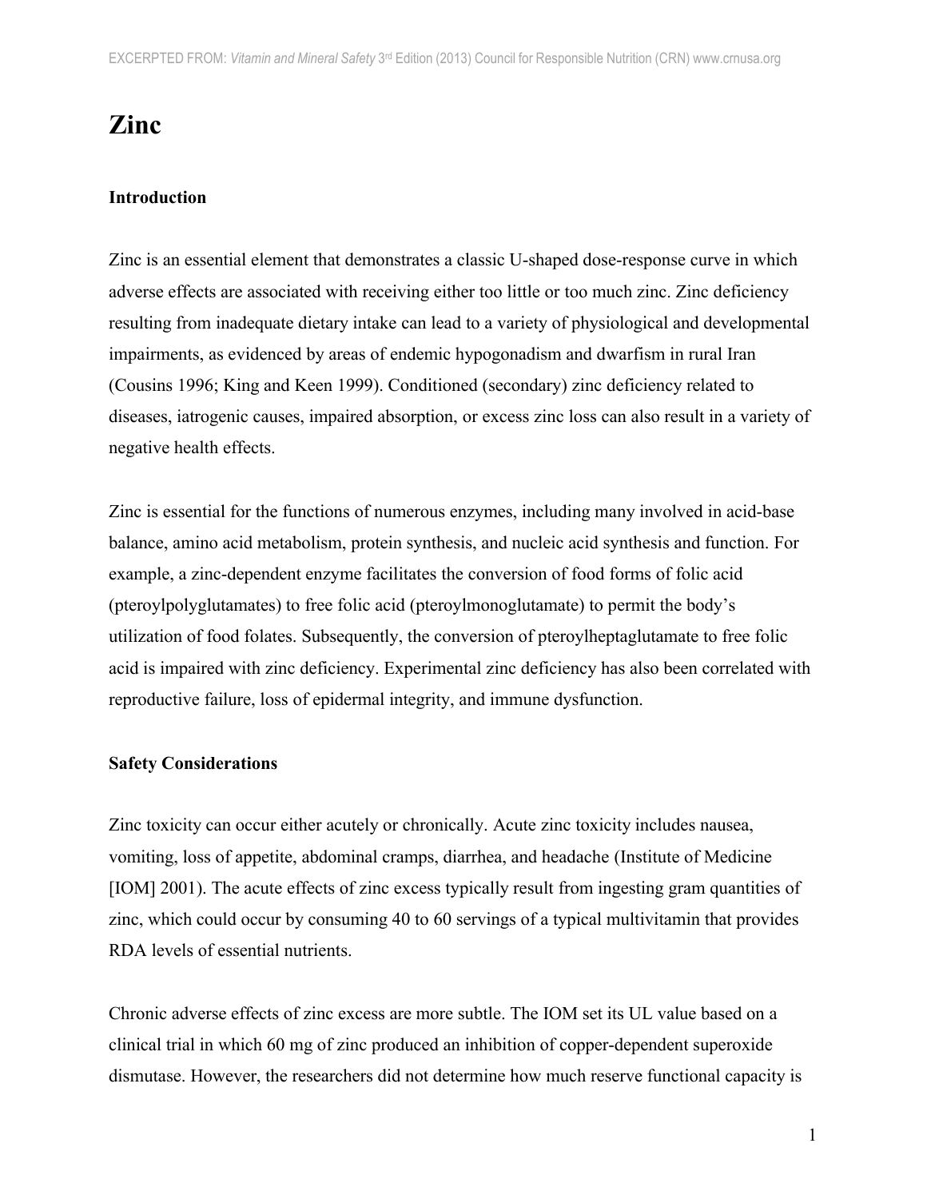# Zinc

## Introduction

Zinc is an essential element that demonstrates a classic U-shaped dose-response curve in which adverse effects are associated with receiving either too little or too much zinc. Zinc deficiency resulting from inadequate dietary intake can lead to a variety of physiological and developmental impairments, as evidenced by areas of endemic hypogonadism and dwarfism in rural Iran (Cousins 1996; King and Keen 1999). Conditioned (secondary) zinc deficiency related to diseases, iatrogenic causes, impaired absorption, or excess zinc loss can also result in a variety of negative health effects.

Zinc is essential for the functions of numerous enzymes, including many involved in acid-base balance, amino acid metabolism, protein synthesis, and nucleic acid synthesis and function. For example, a zinc-dependent enzyme facilitates the conversion of food forms of folic acid (pteroylpolyglutamates) to free folic acid (pteroylmonoglutamate) to permit the body's utilization of food folates. Subsequently, the conversion of pteroylheptaglutamate to free folic acid is impaired with zinc deficiency. Experimental zinc deficiency has also been correlated with reproductive failure, loss of epidermal integrity, and immune dysfunction.

## Safety Considerations

Zinc toxicity can occur either acutely or chronically. Acute zinc toxicity includes nausea, vomiting, loss of appetite, abdominal cramps, diarrhea, and headache (Institute of Medicine [IOM] 2001). The acute effects of zinc excess typically result from ingesting gram quantities of zinc, which could occur by consuming 40 to 60 servings of a typical multivitamin that provides RDA levels of essential nutrients.

Chronic adverse effects of zinc excess are more subtle. The IOM set its UL value based on a clinical trial in which 60 mg of zinc produced an inhibition of copper-dependent superoxide dismutase. However, the researchers did not determine how much reserve functional capacity is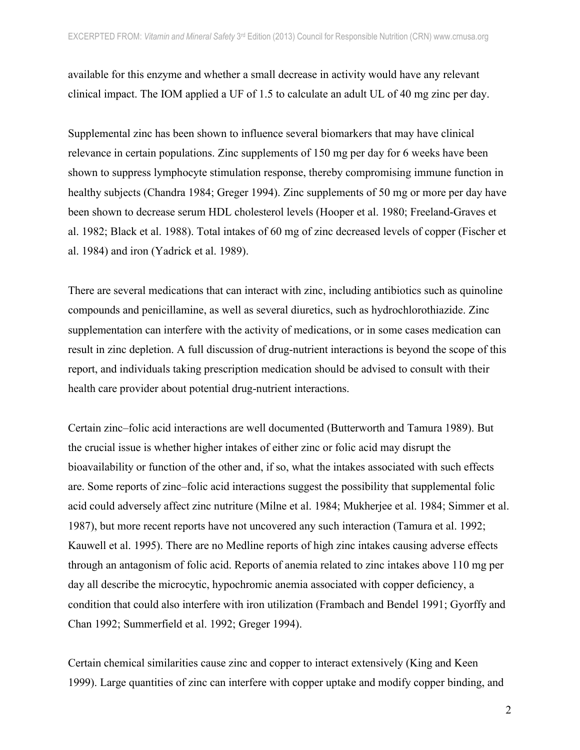available for this enzyme and whether a small decrease in activity would have any relevant clinical impact. The IOM applied a UF of 1.5 to calculate an adult UL of 40 mg zinc per day.

Supplemental zinc has been shown to influence several biomarkers that may have clinical relevance in certain populations. Zinc supplements of 150 mg per day for 6 weeks have been shown to suppress lymphocyte stimulation response, thereby compromising immune function in healthy subjects (Chandra 1984; Greger 1994). Zinc supplements of 50 mg or more per day have been shown to decrease serum HDL cholesterol levels (Hooper et al. 1980; Freeland-Graves et al. 1982; Black et al. 1988). Total intakes of 60 mg of zinc decreased levels of copper (Fischer et al. 1984) and iron (Yadrick et al. 1989).

There are several medications that can interact with zinc, including antibiotics such as quinoline compounds and penicillamine, as well as several diuretics, such as hydrochlorothiazide. Zinc supplementation can interfere with the activity of medications, or in some cases medication can result in zinc depletion. A full discussion of drug-nutrient interactions is beyond the scope of this report, and individuals taking prescription medication should be advised to consult with their health care provider about potential drug-nutrient interactions.

Certain zinc–folic acid interactions are well documented (Butterworth and Tamura 1989). But the crucial issue is whether higher intakes of either zinc or folic acid may disrupt the bioavailability or function of the other and, if so, what the intakes associated with such effects are. Some reports of zinc–folic acid interactions suggest the possibility that supplemental folic acid could adversely affect zinc nutriture (Milne et al. 1984; Mukherjee et al. 1984; Simmer et al. 1987), but more recent reports have not uncovered any such interaction (Tamura et al. 1992; Kauwell et al. 1995). There are no Medline reports of high zinc intakes causing adverse effects through an antagonism of folic acid. Reports of anemia related to zinc intakes above 110 mg per day all describe the microcytic, hypochromic anemia associated with copper deficiency, a condition that could also interfere with iron utilization (Frambach and Bendel 1991; Gyorffy and Chan 1992; Summerfield et al. 1992; Greger 1994).

Certain chemical similarities cause zinc and copper to interact extensively (King and Keen 1999). Large quantities of zinc can interfere with copper uptake and modify copper binding, and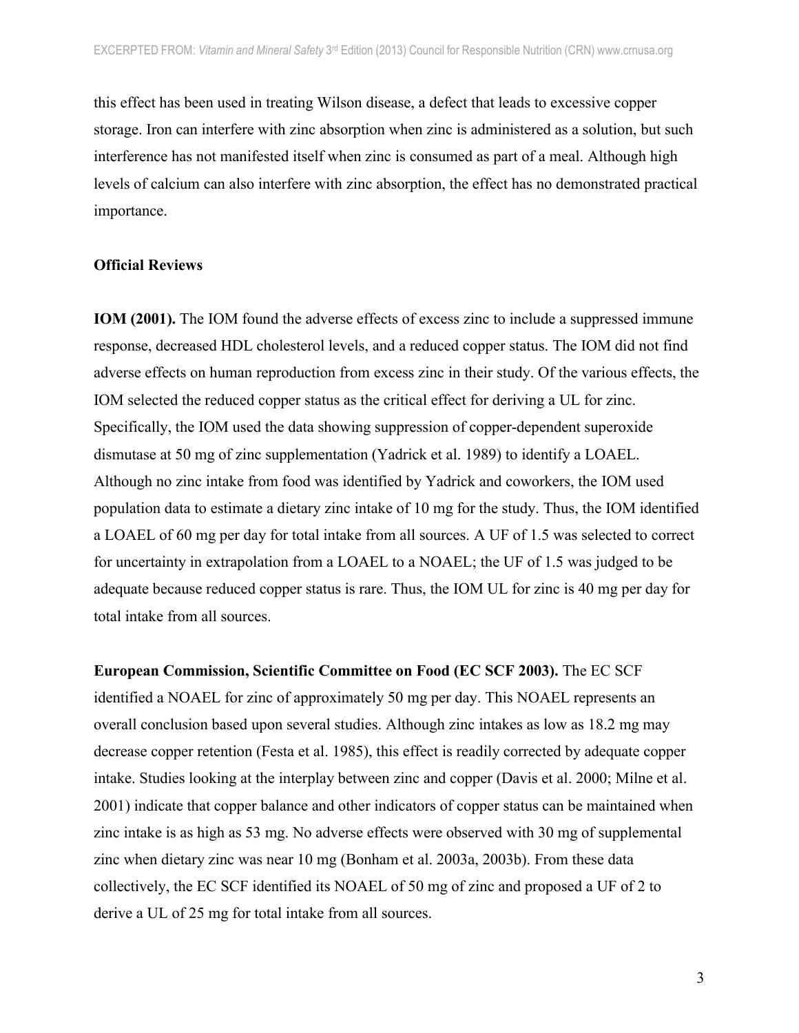this effect has been used in treating Wilson disease, a defect that leads to excessive copper storage. Iron can interfere with zinc absorption when zinc is administered as a solution, but such interference has not manifested itself when zinc is consumed as part of a meal. Although high levels of calcium can also interfere with zinc absorption, the effect has no demonstrated practical importance.

**Official Reviews**

**IOM (2001).** The IOM found the adverse effects of excess zinc to include a suppressed immune response, decreased HDL cholesterol levels, and a reduced copper status. The IOM did not find adverse effects on human reproduction from excess zinc in their study. Of the various effects, the IOM selected the reduced copper status as the critical effect for deriving a UL for zinc. Specifically, the IOM used the data showing suppression of copper-dependent superoxide dismutase at 50 mg of zinc supplementation (Yadrick et al. 1989) to identify a LOAEL. Although no zinc intake from food was identified by Yadrick and coworkers, the IOM used population data to estimate a dietary zinc intake of 10 mg for the study. Thus, the IOM identified a LOAEL of 60 mg per day for total intake from all sources. A UF of 1.5 was selected to correct for uncertainty in extrapolation from a LOAEL to a NOAEL; the UF of 1.5 was judged to be adequate because reduced copper status is rare. Thus, the IOM UL for zinc is 40 mg per day for total intake from all sources.

**European Commission, Scientific Committee on Food (EC SCF 2003).** The EC SCF identified a NOAEL for zinc of approximately 50 mg per day. This NOAEL represents an overall conclusion based upon several studies. Although zinc intakes as low as 18.2 mg may decrease copper retention (Festa et al. 1985), this effect is readily corrected by adequate copper intake. Studies looking at the interplay between zinc and copper (Davis et al. 2000; Milne et al. 2001) indicate that copper balance and other indicators of copper status can be maintained when zinc intake is as high as 53 mg. No adverse effects were observed with 30 mg of supplemental zinc when dietary zinc was near 10 mg (Bonham et al. 2003a, 2003b). From these data collectively, the EC SCF identified its NOAEL of 50 mg of zinc and proposed a UF of 2 to derive a UL of 25 mg for total intake from all sources.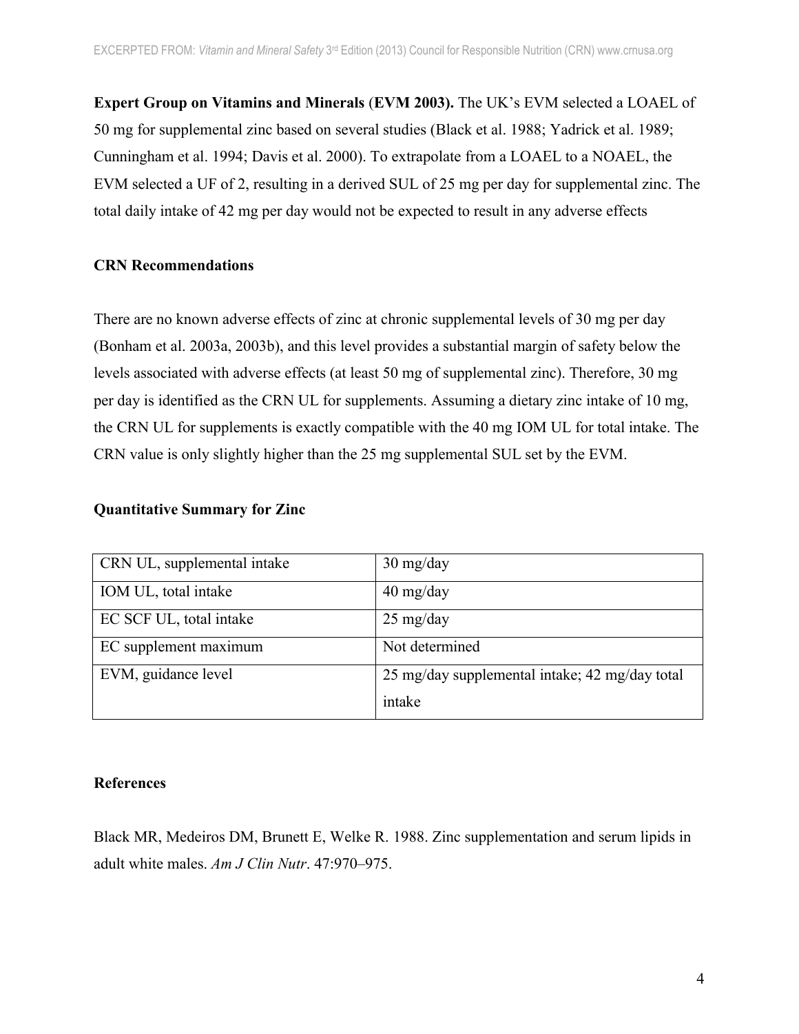**Expert Group on Vitamins and Minerals** (**EVM 2003).** The UK's EVM selected a LOAEL of 50 mg for supplemental zinc based on several studies (Black et al. 1988; Yadrick et al. 1989; Cunningham et al. 1994; Davis et al. 2000). To extrapolate from a LOAEL to a NOAEL, the EVM selected a UF of 2, resulting in a derived SUL of 25 mg per day for supplemental zinc. The total daily intake of 42 mg per day would not be expected to result in any adverse effects

### CRN Recommendations

There are no known adverse effects of zinc at chronic supplemental levels of 30 mg per day (Bonham et al. 2003a, 2003b), and this level provides a substantial margin of safety below the levels associated with adverse effects (at least 50 mg of supplemental zinc). Therefore, 30 mg per day is identified as the CRN UL for supplements. Assuming a dietary zinc intake of 10 mg, the CRN UL for supplements is exactly compatible with the 40 mg IOM UL for total intake. The CRN value is only slightly higher than the 25 mg supplemental SUL set by the EVM.

### Quantitative Summary for Zinc

| | |
|---|---|
| CRN UL, supplemental intake | 30 mg/day |
| IOM UL, total intake | 40 mg/day |
| EC SCF UL, total intake | 25 mg/day |
| EC supplement maximum | Not determined |
| EVM, guidance level | 25 mg/day supplemental intake; 42 mg/day total intake |

### References

Black MR, Medeiros DM, Brunett E, Welke R. 1988. Zinc supplementation and serum lipids in adult white males. *Am J Clin Nutr*. 47:970–975.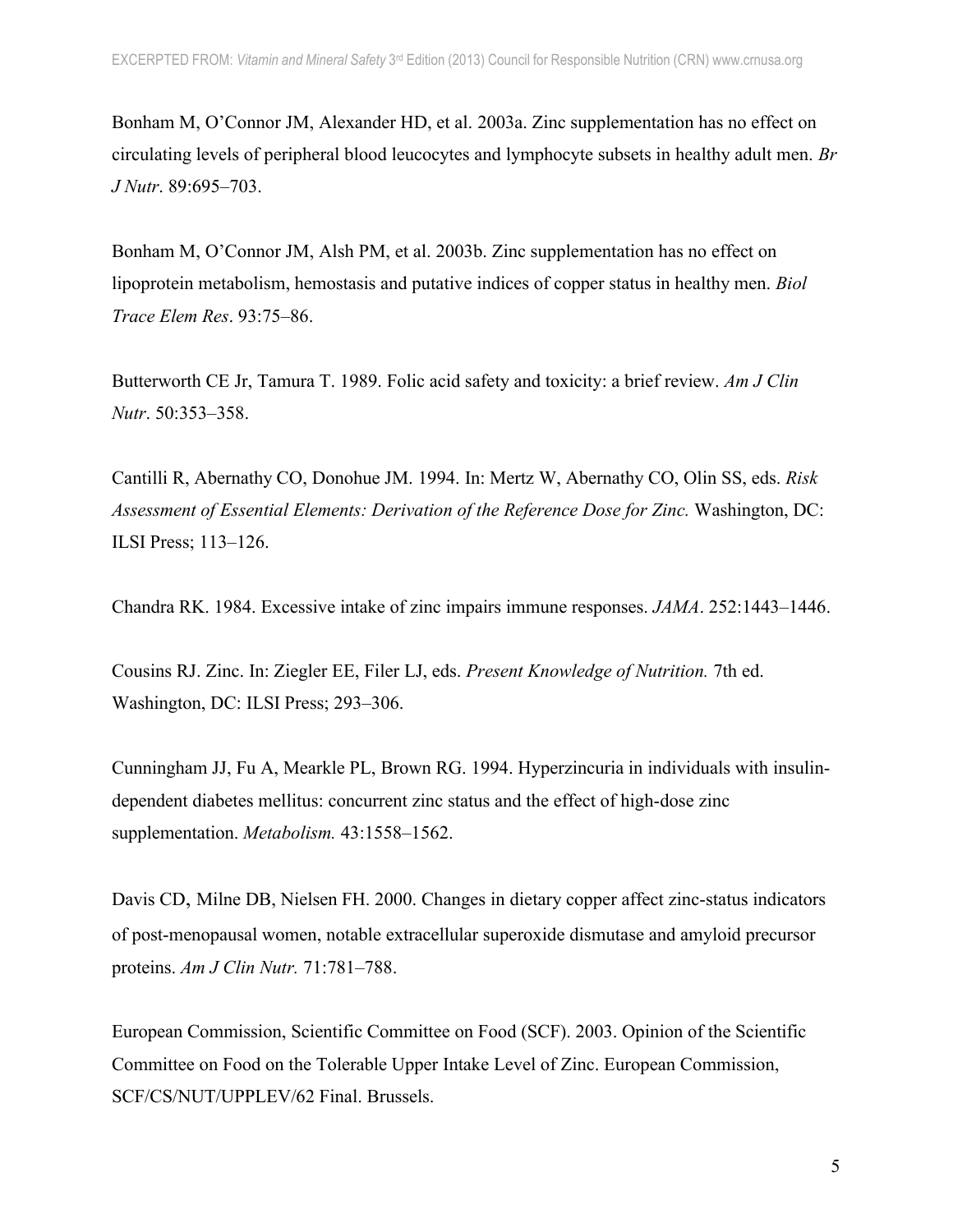Bonham M, O'Connor JM, Alexander HD, et al. 2003a. Zinc supplementation has no effect on circulating levels of peripheral blood leucocytes and lymphocyte subsets in healthy adult men. *Br J Nutr*. 89:695–703.

Bonham M, O'Connor JM, Alsh PM, et al. 2003b. Zinc supplementation has no effect on lipoprotein metabolism, hemostasis and putative indices of copper status in healthy men. *Biol Trace Elem Res*. 93:75–86.

Butterworth CE Jr, Tamura T. 1989. Folic acid safety and toxicity: a brief review. *Am J Clin Nutr*. 50:353–358.

Cantilli R, Abernathy CO, Donohue JM. 1994. In: Mertz W, Abernathy CO, Olin SS, eds. *Risk Assessment of Essential Elements: Derivation of the Reference Dose for Zinc.* Washington, DC: ILSI Press; 113–126.

Chandra RK. 1984. Excessive intake of zinc impairs immune responses. *JAMA*. 252:1443–1446.

Cousins RJ. Zinc. In: Ziegler EE, Filer LJ, eds. *Present Knowledge of Nutrition.* 7th ed. Washington, DC: ILSI Press; 293–306.

Cunningham JJ, Fu A, Mearkle PL, Brown RG. 1994. Hyperzincuria in individuals with insulin-dependent diabetes mellitus: concurrent zinc status and the effect of high-dose zinc supplementation. *Metabolism.* 43:1558–1562.

Davis CD, Milne DB, Nielsen FH. 2000. Changes in dietary copper affect zinc-status indicators of post-menopausal women, notable extracellular superoxide dismutase and amyloid precursor proteins. *Am J Clin Nutr.* 71:781–788.

European Commission, Scientific Committee on Food (SCF). 2003. Opinion of the Scientific Committee on Food on the Tolerable Upper Intake Level of Zinc. European Commission, SCF/CS/NUT/UPPLEV/62 Final. Brussels.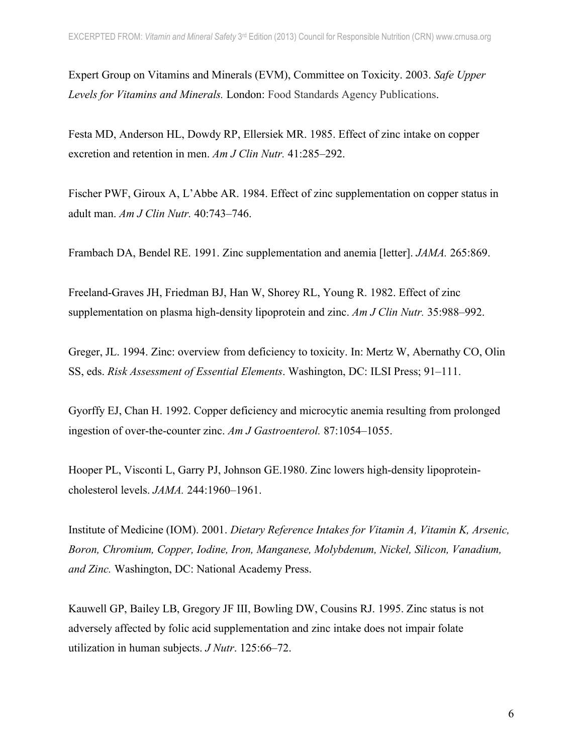Expert Group on Vitamins and Minerals (EVM), Committee on Toxicity. 2003. *Safe Upper Levels for Vitamins and Minerals.* London: Food Standards Agency Publications.

Festa MD, Anderson HL, Dowdy RP, Ellersiek MR. 1985. Effect of zinc intake on copper excretion and retention in men. *Am J Clin Nutr.* 41:285–292.

Fischer PWF, Giroux A, L'Abbe AR. 1984. Effect of zinc supplementation on copper status in adult man. *Am J Clin Nutr.* 40:743–746.

Frambach DA, Bendel RE. 1991. Zinc supplementation and anemia [letter]. *JAMA.* 265:869.

Freeland-Graves JH, Friedman BJ, Han W, Shorey RL, Young R. 1982. Effect of zinc supplementation on plasma high-density lipoprotein and zinc. *Am J Clin Nutr.* 35:988–992.

Greger, JL. 1994. Zinc: overview from deficiency to toxicity. In: Mertz W, Abernathy CO, Olin SS, eds. *Risk Assessment of Essential Elements*. Washington, DC: ILSI Press; 91–111.

Gyorffy EJ, Chan H. 1992. Copper deficiency and microcytic anemia resulting from prolonged ingestion of over-the-counter zinc. *Am J Gastroenterol.* 87:1054–1055.

Hooper PL, Visconti L, Garry PJ, Johnson GE.1980. Zinc lowers high-density lipoprotein-cholesterol levels. *JAMA.* 244:1960–1961.

Institute of Medicine (IOM). 2001. *Dietary Reference Intakes for Vitamin A, Vitamin K, Arsenic, Boron, Chromium, Copper, Iodine, Iron, Manganese, Molybdenum, Nickel, Silicon, Vanadium, and Zinc.* Washington, DC: National Academy Press.

Kauwell GP, Bailey LB, Gregory JF III, Bowling DW, Cousins RJ. 1995. Zinc status is not adversely affected by folic acid supplementation and zinc intake does not impair folate utilization in human subjects. *J Nutr*. 125:66–72.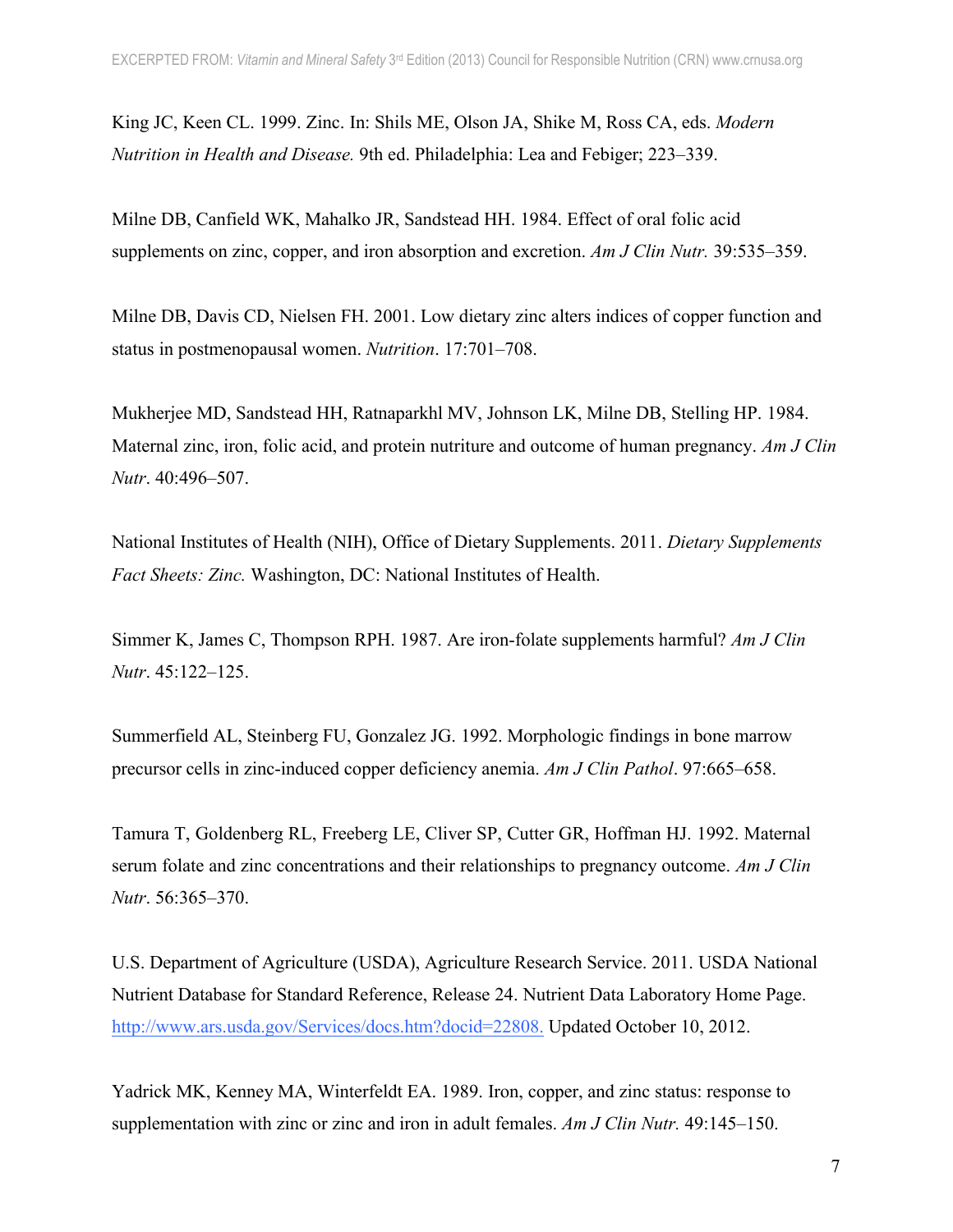King JC, Keen CL. 1999. Zinc. In: Shils ME, Olson JA, Shike M, Ross CA, eds. *Modern Nutrition in Health and Disease.* 9th ed. Philadelphia: Lea and Febiger; 223–339.

Milne DB, Canfield WK, Mahalko JR, Sandstead HH. 1984. Effect of oral folic acid supplements on zinc, copper, and iron absorption and excretion. *Am J Clin Nutr.* 39:535–359.

Milne DB, Davis CD, Nielsen FH. 2001. Low dietary zinc alters indices of copper function and status in postmenopausal women. *Nutrition*. 17:701–708.

Mukherjee MD, Sandstead HH, Ratnaparkhl MV, Johnson LK, Milne DB, Stelling HP. 1984. Maternal zinc, iron, folic acid, and protein nutriture and outcome of human pregnancy. *Am J Clin Nutr*. 40:496–507.

National Institutes of Health (NIH), Office of Dietary Supplements. 2011. *Dietary Supplements Fact Sheets: Zinc.* Washington, DC: National Institutes of Health.

Simmer K, James C, Thompson RPH. 1987. Are iron-folate supplements harmful? *Am J Clin Nutr*. 45:122–125.

Summerfield AL, Steinberg FU, Gonzalez JG. 1992. Morphologic findings in bone marrow precursor cells in zinc-induced copper deficiency anemia. *Am J Clin Pathol*. 97:665–658.

Tamura T, Goldenberg RL, Freeberg LE, Cliver SP, Cutter GR, Hoffman HJ. 1992. Maternal serum folate and zinc concentrations and their relationships to pregnancy outcome. *Am J Clin Nutr*. 56:365–370.

U.S. Department of Agriculture (USDA), Agriculture Research Service. 2011. USDA National Nutrient Database for Standard Reference, Release 24. Nutrient Data Laboratory Home Page. [http://www.ars.usda.gov/Services/docs.htm?docid=22808.](http://www.ars.usda.gov/Services/docs.htm?docid=22808) Updated October 10, 2012.

Yadrick MK, Kenney MA, Winterfeldt EA. 1989. Iron, copper, and zinc status: response to supplementation with zinc or zinc and iron in adult females. *Am J Clin Nutr.* 49:145–150.